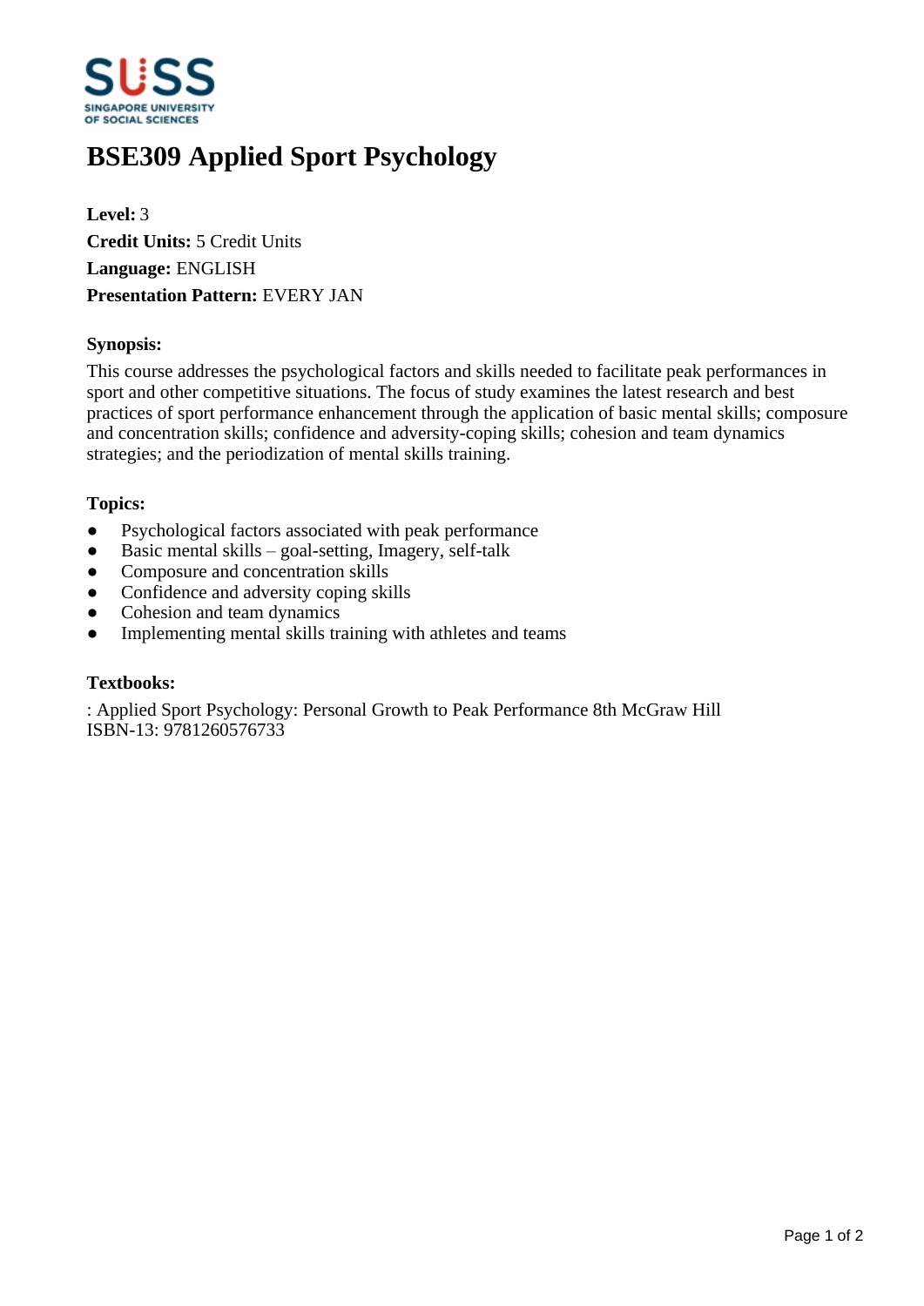# BSE309 Applied Sport Psychology

**Level:** 3
**Credit Units:** 5 Credit Units
**Language:** ENGLISH
**Presentation Pattern:** EVERY JAN

### Synopsis:

This course addresses the psychological factors and skills needed to facilitate peak performances in sport and other competitive situations. The focus of study examines the latest research and best practices of sport performance enhancement through the application of basic mental skills; composure and concentration skills; confidence and adversity-coping skills; cohesion and team dynamics strategies; and the periodization of mental skills training.

### Topics:

- Psychological factors associated with peak performance
- Basic mental skills – goal-setting, Imagery, self-talk
- Composure and concentration skills
- Confidence and adversity coping skills
- Cohesion and team dynamics
- Implementing mental skills training with athletes and teams

### Textbooks:

: Applied Sport Psychology: Personal Growth to Peak Performance 8th McGraw Hill
ISBN-13: 9781260576733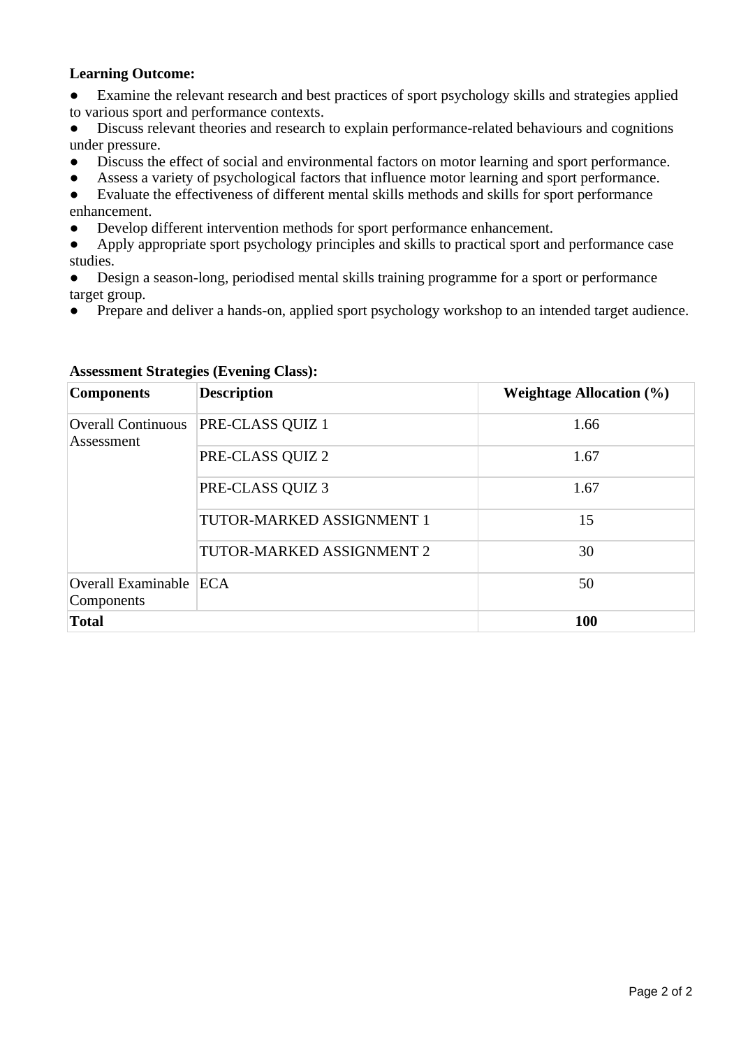**Learning Outcome:**

- Examine the relevant research and best practices of sport psychology skills and strategies applied to various sport and performance contexts.
- Discuss relevant theories and research to explain performance-related behaviours and cognitions under pressure.
- Discuss the effect of social and environmental factors on motor learning and sport performance.
- Assess a variety of psychological factors that influence motor learning and sport performance.
- Evaluate the effectiveness of different mental skills methods and skills for sport performance enhancement.
- Develop different intervention methods for sport performance enhancement.
- Apply appropriate sport psychology principles and skills to practical sport and performance case studies.
- Design a season-long, periodised mental skills training programme for a sport or performance target group.
- Prepare and deliver a hands-on, applied sport psychology workshop to an intended target audience.

**Assessment Strategies (Evening Class):**

| **Components** | **Description** | **Weightage Allocation (%)** |
|---|---|---|
| Overall Continuous Assessment | PRE-CLASS QUIZ 1 | 1.66 |
| | PRE-CLASS QUIZ 2 | 1.67 |
| | PRE-CLASS QUIZ 3 | 1.67 |
| | TUTOR-MARKED ASSIGNMENT 1 | 15 |
| | TUTOR-MARKED ASSIGNMENT 2 | 30 |
| Overall Examinable Components | ECA | 50 |
| **Total** | | **100** |